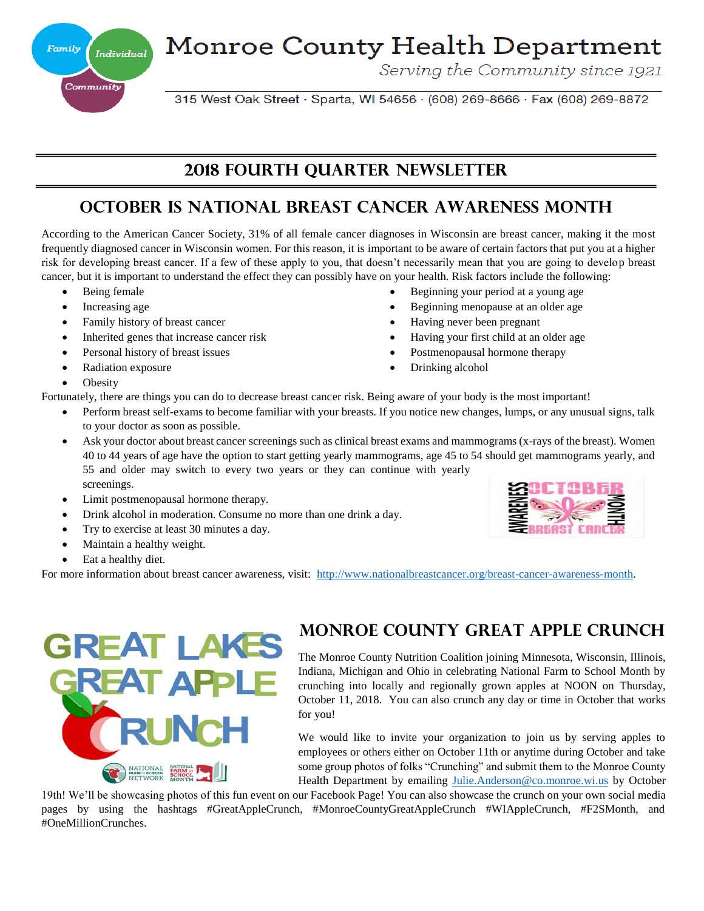# Monroe County Health Department

*Serving the Community since 1921*

315 West Oak Street · Sparta, WI 54656 · (608) 269-8666 · Fax (608) 269-8872

## 2018 Fourth Quarter Newsletter

## October is National Breast Cancer Awareness Month

According to the American Cancer Society, 31% of all female cancer diagnoses in Wisconsin are breast cancer, making it the most frequently diagnosed cancer in Wisconsin women. For this reason, it is important to be aware of certain factors that put you at a higher risk for developing breast cancer. If a few of these apply to you, that doesn't necessarily mean that you are going to develop breast cancer, but it is important to understand the effect they can possibly have on your health. Risk factors include the following:

- Being female
- Increasing age
- Family history of breast cancer
- Inherited genes that increase cancer risk
- Personal history of breast issues
- Radiation exposure
- Obesity
- Beginning your period at a young age
- Beginning menopause at an older age
- Having never been pregnant
- Having your first child at an older age
- Postmenopausal hormone therapy
- Drinking alcohol

Fortunately, there are things you can do to decrease breast cancer risk. Being aware of your body is the most important!

- Perform breast self-exams to become familiar with your breasts. If you notice new changes, lumps, or any unusual signs, talk to your doctor as soon as possible.
- Ask your doctor about breast cancer screenings such as clinical breast exams and mammograms (x-rays of the breast). Women 40 to 44 years of age have the option to start getting yearly mammograms, age 45 to 54 should get mammograms yearly, and 55 and older may switch to every two years or they can continue with yearly screenings.
- Limit postmenopausal hormone therapy.
- Drink alcohol in moderation. Consume no more than one drink a day.
- Try to exercise at least 30 minutes a day.
- Maintain a healthy weight.
- Eat a healthy diet.

For more information about breast cancer awareness, visit: http://www.nationalbreastcancer.org/breast-cancer-awareness-month.

## Monroe County Great Apple Crunch

The Monroe County Nutrition Coalition joining Minnesota, Wisconsin, Illinois, Indiana, Michigan and Ohio in celebrating National Farm to School Month by crunching into locally and regionally grown apples at NOON on Thursday, October 11, 2018. You can also crunch any day or time in October that works for you!

We would like to invite your organization to join us by serving apples to employees or others either on October 11th or anytime during October and take some group photos of folks "Crunching" and submit them to the Monroe County Health Department by emailing Julie.Anderson@co.monroe.wi.us by October 19th! We'll be showcasing photos of this fun event on our Facebook Page! You can also showcase the crunch on your own social media pages by using the hashtags #GreatAppleCrunch, #MonroeCountyGreatAppleCrunch #WIAppleCrunch, #F2SMonth, and #OneMillionCrunches.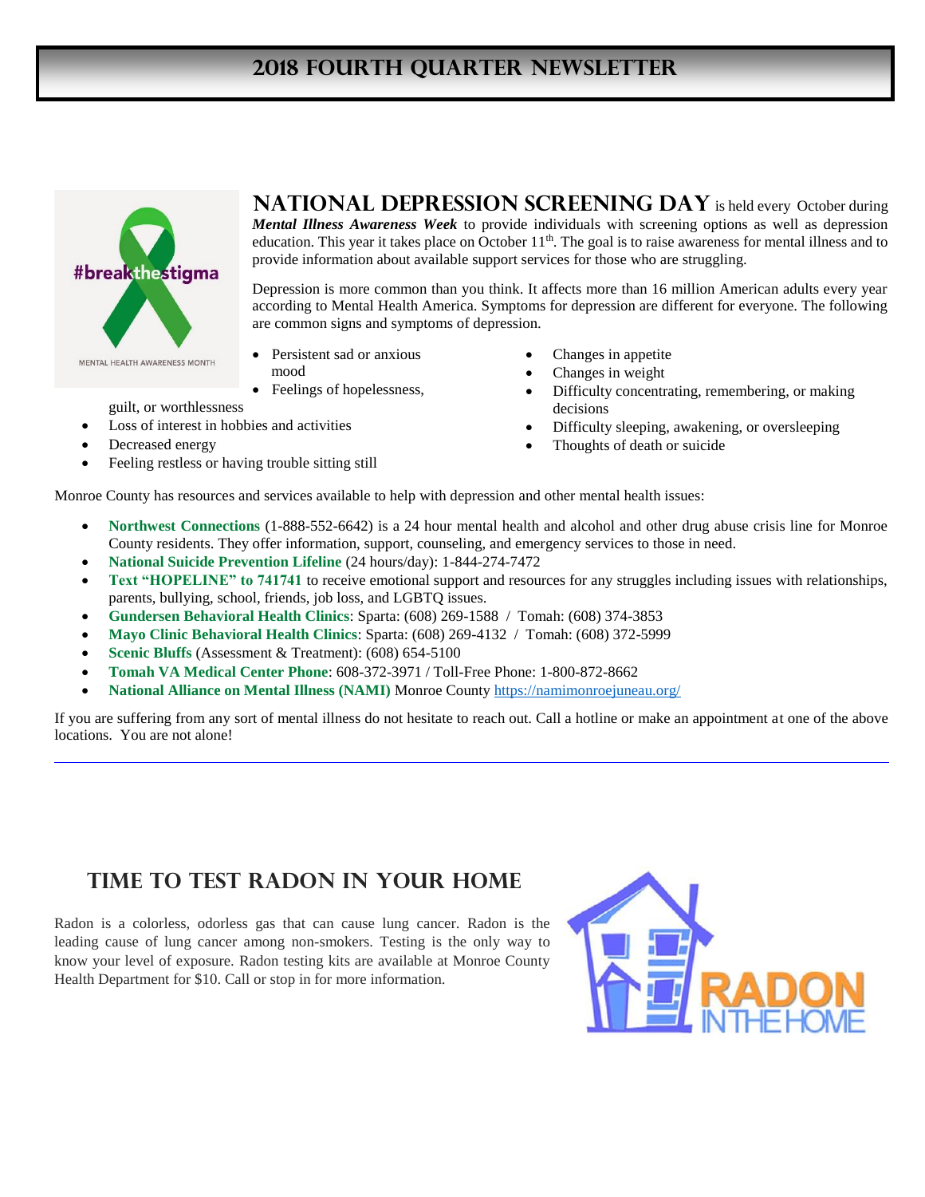# 2018 Fourth Quarter Newsletter

## National Depression Screening Day

**NATIONAL DEPRESSION SCREENING DAY** is held every October during ***Mental Illness Awareness Week*** to provide individuals with screening options as well as depression education. This year it takes place on October 11th. The goal is to raise awareness for mental illness and to provide information about available support services for those who are struggling.

Depression is more common than you think. It affects more than 16 million American adults every year according to Mental Health America. Symptoms for depression are different for everyone. The following are common signs and symptoms of depression.

- Persistent sad or anxious mood
- Feelings of hopelessness, guilt, or worthlessness
- Loss of interest in hobbies and activities
- Decreased energy
- Feeling restless or having trouble sitting still
- Changes in appetite
- Changes in weight
- Difficulty concentrating, remembering, or making decisions
- Difficulty sleeping, awakening, or oversleeping
- Thoughts of death or suicide

Monroe County has resources and services available to help with depression and other mental health issues:

- **Northwest Connections** (1-888-552-6642) is a 24 hour mental health and alcohol and other drug abuse crisis line for Monroe County residents. They offer information, support, counseling, and emergency services to those in need.
- **National Suicide Prevention Lifeline** (24 hours/day): 1-844-274-7472
- **Text "HOPELINE" to 741741** to receive emotional support and resources for any struggles including issues with relationships, parents, bullying, school, friends, job loss, and LGBTQ issues.
- **Gundersen Behavioral Health Clinics**: Sparta: (608) 269-1588 / Tomah: (608) 374-3853
- **Mayo Clinic Behavioral Health Clinics**: Sparta: (608) 269-4132 / Tomah: (608) 372-5999
- **Scenic Bluffs** (Assessment & Treatment): (608) 654-5100
- **Tomah VA Medical Center Phone**: 608-372-3971 / Toll-Free Phone: 1-800-872-8662
- **National Alliance on Mental Illness (NAMI)** Monroe County https://namimonroejuneau.org/

If you are suffering from any sort of mental illness do not hesitate to reach out. Call a hotline or make an appointment at one of the above locations. You are not alone!

---

## Time to Test Radon in Your Home

Radon is a colorless, odorless gas that can cause lung cancer. Radon is the leading cause of lung cancer among non-smokers. Testing is the only way to know your level of exposure. Radon testing kits are available at Monroe County Health Department for $10. Call or stop in for more information.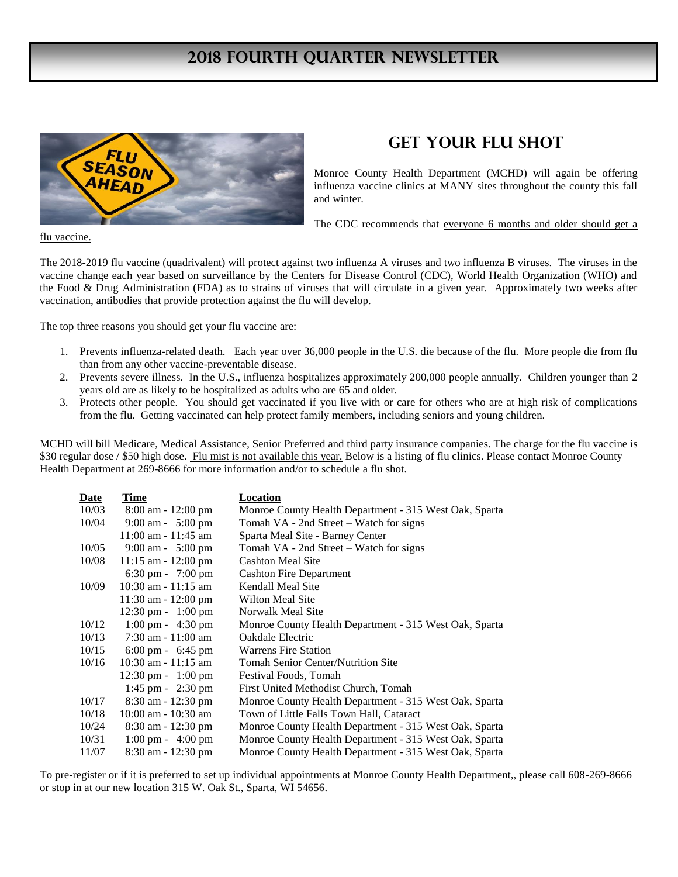# 2018 FOURTH QUARTER NEWSLETTER

## GET YOUR FLU SHOT

Monroe County Health Department (MCHD) will again be offering influenza vaccine clinics at MANY sites throughout the county this fall and winter.

The CDC recommends that everyone 6 months and older should get a flu vaccine.

The 2018-2019 flu vaccine (quadrivalent) will protect against two influenza A viruses and two influenza B viruses. The viruses in the vaccine change each year based on surveillance by the Centers for Disease Control (CDC), World Health Organization (WHO) and the Food & Drug Administration (FDA) as to strains of viruses that will circulate in a given year. Approximately two weeks after vaccination, antibodies that provide protection against the flu will develop.

The top three reasons you should get your flu vaccine are:

1. Prevents influenza-related death. Each year over 36,000 people in the U.S. die because of the flu. More people die from flu than from any other vaccine-preventable disease.
2. Prevents severe illness. In the U.S., influenza hospitalizes approximately 200,000 people annually. Children younger than 2 years old are as likely to be hospitalized as adults who are 65 and older.
3. Protects other people. You should get vaccinated if you live with or care for others who are at high risk of complications from the flu. Getting vaccinated can help protect family members, including seniors and young children.

MCHD will bill Medicare, Medical Assistance, Senior Preferred and third party insurance companies. The charge for the flu vaccine is $30 regular dose / $50 high dose. Flu mist is not available this year. Below is a listing of flu clinics. Please contact Monroe County Health Department at 269-8666 for more information and/or to schedule a flu shot.

| Date | Time | Location |
|---|---|---|
| 10/03 | 8:00 am - 12:00 pm | Monroe County Health Department - 315 West Oak, Sparta |
| 10/04 | 9:00 am - 5:00 pm | Tomah VA - 2nd Street – Watch for signs |
| | 11:00 am - 11:45 am | Sparta Meal Site - Barney Center |
| 10/05 | 9:00 am - 5:00 pm | Tomah VA - 2nd Street – Watch for signs |
| 10/08 | 11:15 am - 12:00 pm | Cashton Meal Site |
| | 6:30 pm - 7:00 pm | Cashton Fire Department |
| 10/09 | 10:30 am - 11:15 am | Kendall Meal Site |
| | 11:30 am - 12:00 pm | Wilton Meal Site |
| | 12:30 pm - 1:00 pm | Norwalk Meal Site |
| 10/12 | 1:00 pm - 4:30 pm | Monroe County Health Department - 315 West Oak, Sparta |
| 10/13 | 7:30 am - 11:00 am | Oakdale Electric |
| 10/15 | 6:00 pm - 6:45 pm | Warrens Fire Station |
| 10/16 | 10:30 am - 11:15 am | Tomah Senior Center/Nutrition Site |
| | 12:30 pm - 1:00 pm | Festival Foods, Tomah |
| | 1:45 pm - 2:30 pm | First United Methodist Church, Tomah |
| 10/17 | 8:30 am - 12:30 pm | Monroe County Health Department - 315 West Oak, Sparta |
| 10/18 | 10:00 am - 10:30 am | Town of Little Falls Town Hall, Cataract |
| 10/24 | 8:30 am - 12:30 pm | Monroe County Health Department - 315 West Oak, Sparta |
| 10/31 | 1:00 pm - 4:00 pm | Monroe County Health Department - 315 West Oak, Sparta |
| 11/07 | 8:30 am - 12:30 pm | Monroe County Health Department - 315 West Oak, Sparta |

To pre-register or if it is preferred to set up individual appointments at Monroe County Health Department,, please call 608-269-8666 or stop in at our new location 315 W. Oak St., Sparta, WI 54656.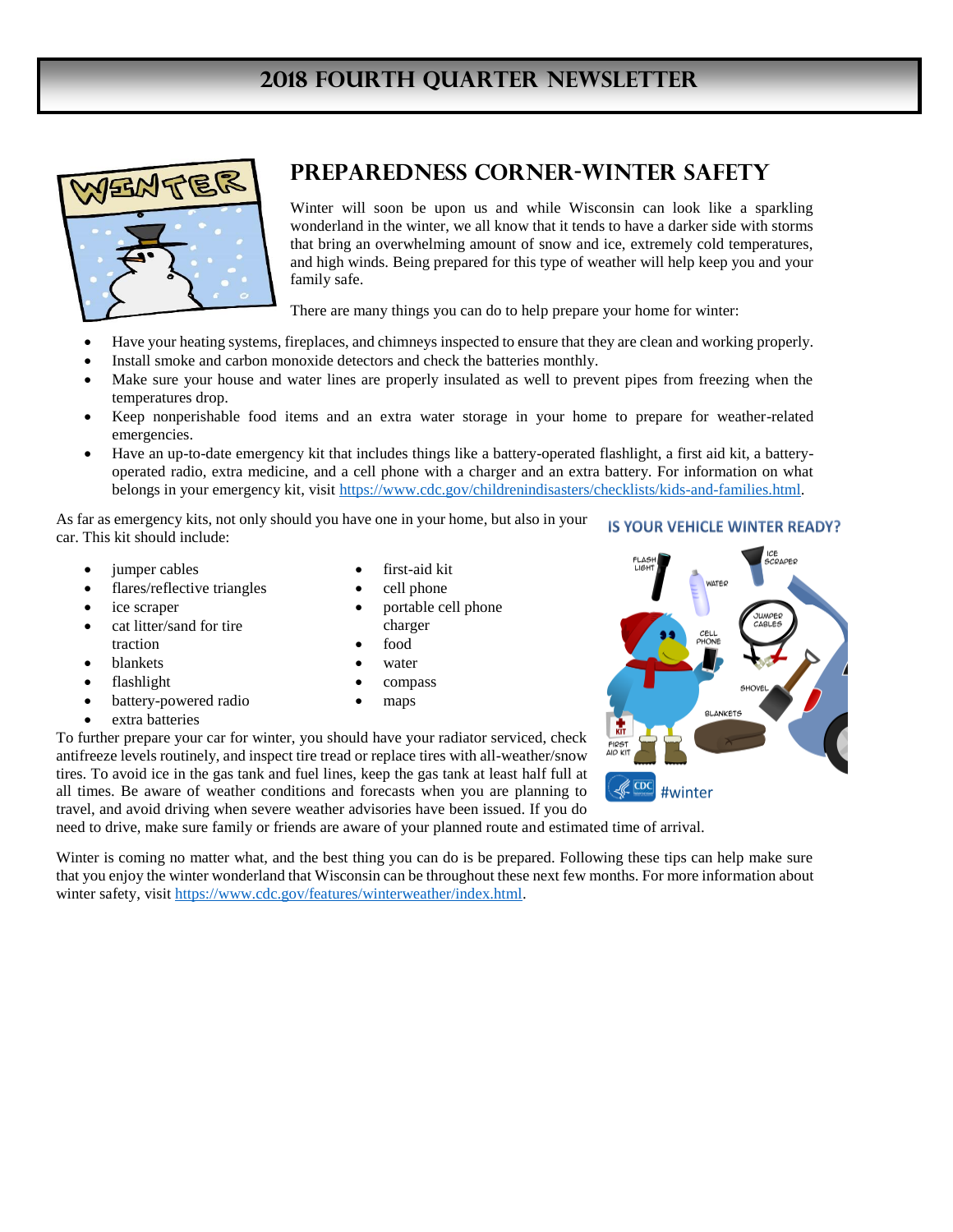# 2018 Fourth Quarter Newsletter

## Preparedness Corner-Winter Safety

Winter will soon be upon us and while Wisconsin can look like a sparkling wonderland in the winter, we all know that it tends to have a darker side with storms that bring an overwhelming amount of snow and ice, extremely cold temperatures, and high winds. Being prepared for this type of weather will help keep you and your family safe.

There are many things you can do to help prepare your home for winter:

- Have your heating systems, fireplaces, and chimneys inspected to ensure that they are clean and working properly.
- Install smoke and carbon monoxide detectors and check the batteries monthly.
- Make sure your house and water lines are properly insulated as well to prevent pipes from freezing when the temperatures drop.
- Keep nonperishable food items and an extra water storage in your home to prepare for weather-related emergencies.
- Have an up-to-date emergency kit that includes things like a battery-operated flashlight, a first aid kit, a battery-operated radio, extra medicine, and a cell phone with a charger and an extra battery. For information on what belongs in your emergency kit, visit https://www.cdc.gov/childrenindisasters/checklists/kids-and-families.html.

As far as emergency kits, not only should you have one in your home, but also in your car. This kit should include:

- jumper cables
- flares/reflective triangles
- ice scraper
- cat litter/sand for tire traction
- blankets
- flashlight
- battery-powered radio
- extra batteries
- first-aid kit
- cell phone
- portable cell phone charger
- food
- water
- compass
- maps

**IS YOUR VEHICLE WINTER READY?**

To further prepare your car for winter, you should have your radiator serviced, check antifreeze levels routinely, and inspect tire tread or replace tires with all-weather/snow tires. To avoid ice in the gas tank and fuel lines, keep the gas tank at least half full at all times. Be aware of weather conditions and forecasts when you are planning to travel, and avoid driving when severe weather advisories have been issued. If you do need to drive, make sure family or friends are aware of your planned route and estimated time of arrival.

Winter is coming no matter what, and the best thing you can do is be prepared. Following these tips can help make sure that you enjoy the winter wonderland that Wisconsin can be throughout these next few months. For more information about winter safety, visit https://www.cdc.gov/features/winterweather/index.html.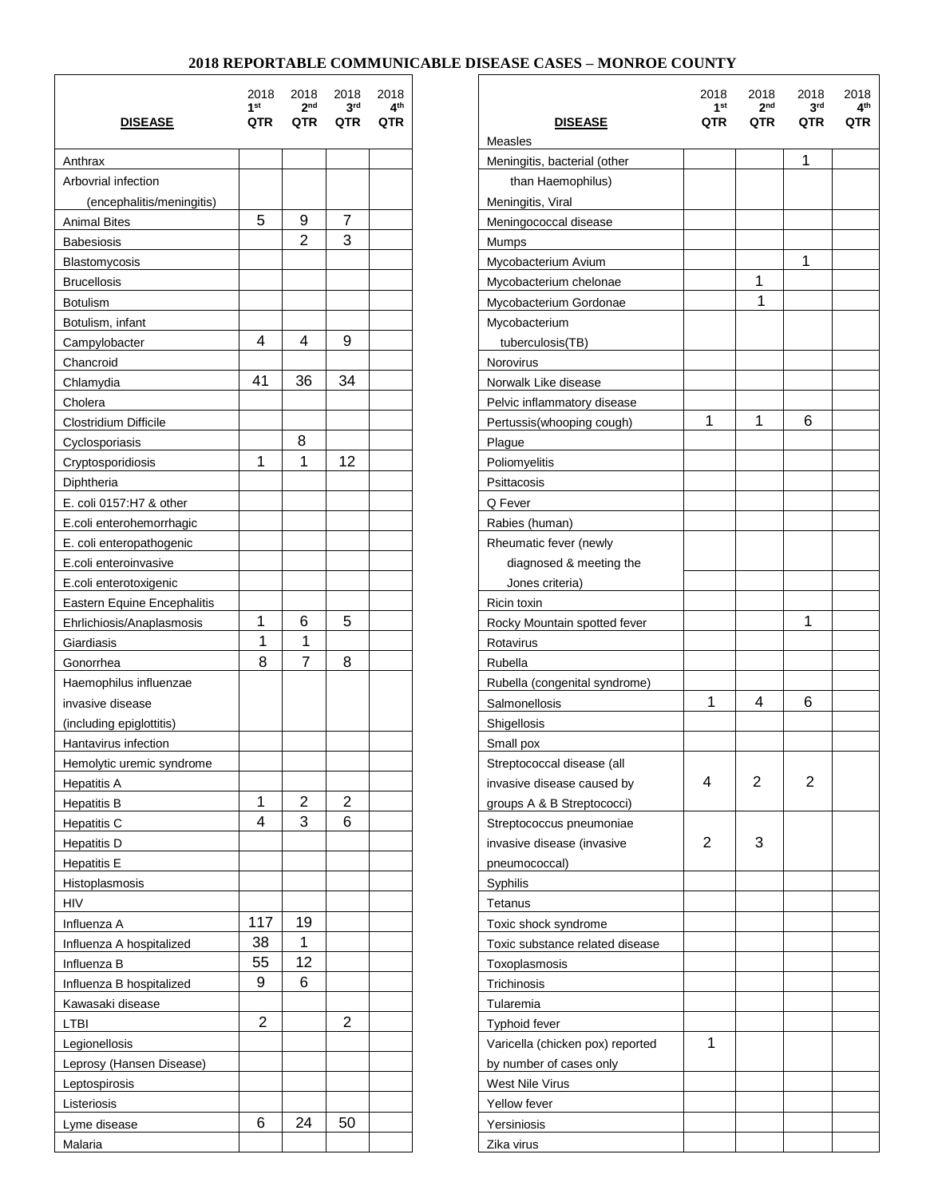## 2018 REPORTABLE COMMUNICABLE DISEASE CASES – MONROE COUNTY

| DISEASE | 2018 1st QTR | 2018 2nd QTR | 2018 3rd QTR | 2018 4th QTR |
|---|---|---|---|---|
| Anthrax | | | | |
| Arbovrial infection (encephalitis/meningitis) | | | | |
| Animal Bites | 5 | 9 | 7 | |
| Babesiosis | | 2 | 3 | |
| Blastomycosis | | | | |
| Brucellosis | | | | |
| Botulism | | | | |
| Botulism, infant | | | | |
| Campylobacter | 4 | 4 | 9 | |
| Chancroid | | | | |
| Chlamydia | 41 | 36 | 34 | |
| Cholera | | | | |
| Clostridium Difficile | | | | |
| Cyclosporiasis | | 8 | | |
| Cryptosporidiosis | 1 | 1 | 12 | |
| Diphtheria | | | | |
| E. coli 0157:H7 & other | | | | |
| E.coli enterohemorrhagic | | | | |
| E. coli enteropathogenic | | | | |
| E.coli enteroinvasive | | | | |
| E.coli enterotoxigenic | | | | |
| Eastern Equine Encephalitis | | | | |
| Ehrlichiosis/Anaplasmosis | 1 | 6 | 5 | |
| Giardiasis | 1 | 1 | | |
| Gonorrhea | 8 | 7 | 8 | |
| Haemophilus influenzae invasive disease (including epiglottitis) | | | | |
| Hantavirus infection | | | | |
| Hemolytic uremic syndrome | | | | |
| Hepatitis A | | | | |
| Hepatitis B | 1 | 2 | 2 | |
| Hepatitis C | 4 | 3 | 6 | |
| Hepatitis D | | | | |
| Hepatitis E | | | | |
| Histoplasmosis | | | | |
| HIV | | | | |
| Influenza A | 117 | 19 | | |
| Influenza A hospitalized | 38 | 1 | | |
| Influenza B | 55 | 12 | | |
| Influenza B hospitalized | 9 | 6 | | |
| Kawasaki disease | | | | |
| LTBI | 2 | | 2 | |
| Legionellosis | | | | |
| Leprosy (Hansen Disease) | | | | |
| Leptospirosis | | | | |
| Listeriosis | | | | |
| Lyme disease | 6 | 24 | 50 | |
| Malaria | | | | |

| DISEASE | 2018 1st QTR | 2018 2nd QTR | 2018 3rd QTR | 2018 4th QTR |
|---|---|---|---|---|
| Measles | | | | |
| Meningitis, bacterial (other than Haemophilus) | | | 1 | |
| Meningitis, Viral | | | | |
| Meningococcal disease | | | | |
| Mumps | | | | |
| Mycobacterium Avium | | | 1 | |
| Mycobacterium chelonae | | 1 | | |
| Mycobacterium Gordonae | | 1 | | |
| Mycobacterium tuberculosis(TB) | | | | |
| Norovirus | | | | |
| Norwalk Like disease | | | | |
| Pelvic inflammatory disease | | | | |
| Pertussis(whooping cough) | 1 | 1 | 6 | |
| Plague | | | | |
| Poliomyelitis | | | | |
| Psittacosis | | | | |
| Q Fever | | | | |
| Rabies (human) | | | | |
| Rheumatic fever (newly diagnosed & meeting the Jones criteria) | | | | |
| Ricin toxin | | | | |
| Rocky Mountain spotted fever | | | 1 | |
| Rotavirus | | | | |
| Rubella | | | | |
| Rubella (congenital syndrome) | | | | |
| Salmonellosis | 1 | 4 | 6 | |
| Shigellosis | | | | |
| Small pox | | | | |
| Streptococcal disease (all invasive disease caused by groups A & B Streptococci) | 4 | 2 | 2 | |
| Streptococcus pneumoniae invasive disease (invasive pneumococcal) | 2 | 3 | | |
| Syphilis | | | | |
| Tetanus | | | | |
| Toxic shock syndrome | | | | |
| Toxic substance related disease | | | | |
| Toxoplasmosis | | | | |
| Trichinosis | | | | |
| Tularemia | | | | |
| Typhoid fever | | | | |
| Varicella (chicken pox) reported by number of cases only | 1 | | | |
| West Nile Virus | | | | |
| Yellow fever | | | | |
| Yersiniosis | | | | |
| Zika virus | | | | |